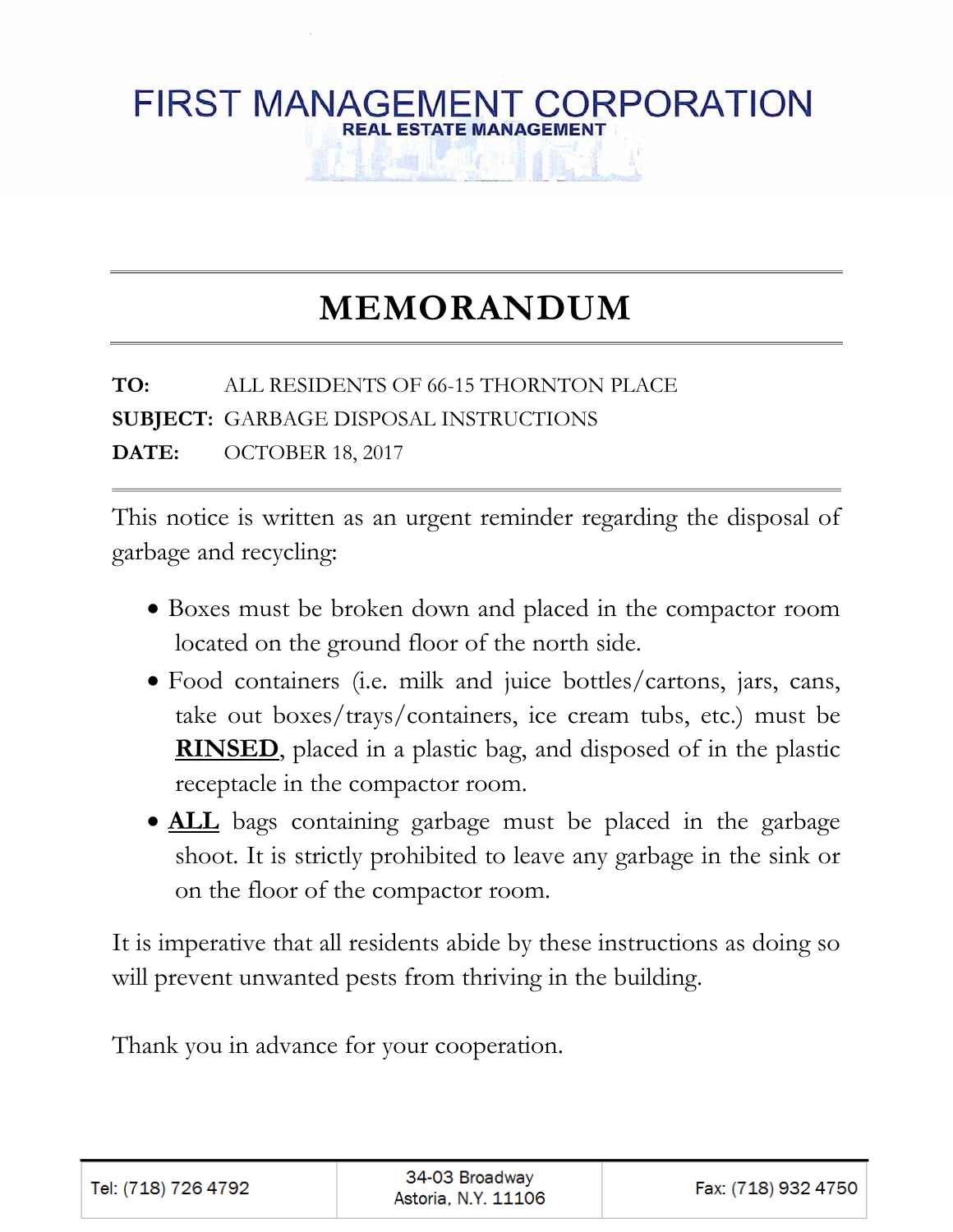# FIRST MANAGEMENT CORPORATION

**REAL ESTATE MANAGEMENT**

## MEMORANDUM

**TO:** ALL RESIDENTS OF 66-15 THORNTON PLACE
**SUBJECT:** GARBAGE DISPOSAL INSTRUCTIONS
**DATE:** OCTOBER 18, 2017

This notice is written as an urgent reminder regarding the disposal of garbage and recycling:

- Boxes must be broken down and placed in the compactor room located on the ground floor of the north side.
- Food containers (i.e. milk and juice bottles/cartons, jars, cans, take out boxes/trays/containers, ice cream tubs, etc.) must be **RINSED**, placed in a plastic bag, and disposed of in the plastic receptacle in the compactor room.
- **ALL** bags containing garbage must be placed in the garbage shoot. It is strictly prohibited to leave any garbage in the sink or on the floor of the compactor room.

It is imperative that all residents abide by these instructions as doing so will prevent unwanted pests from thriving in the building.

Thank you in advance for your cooperation.

| Tel: (718) 726 4792 | 34-03 Broadway<br>Astoria, N.Y. 11106 | Fax: (718) 932 4750 |
| --- | --- | --- |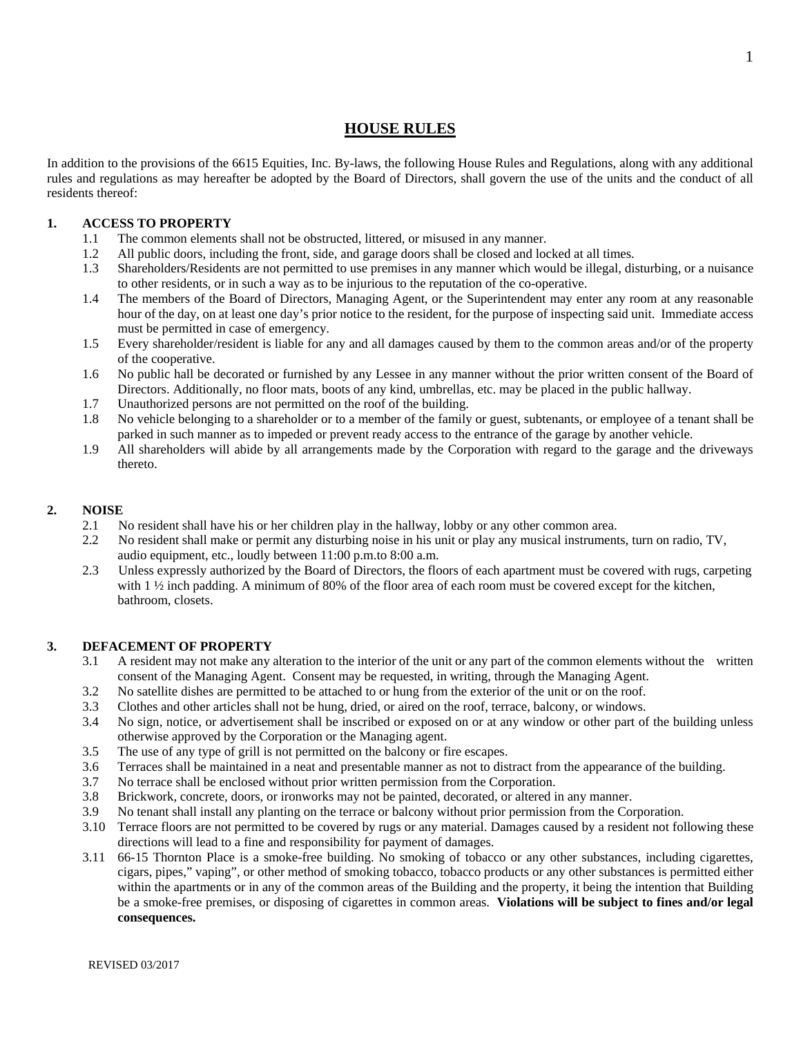# HOUSE RULES

In addition to the provisions of the 6615 Equities, Inc. By-laws, the following House Rules and Regulations, along with any additional rules and regulations as may hereafter be adopted by the Board of Directors, shall govern the use of the units and the conduct of all residents thereof:

## 1. ACCESS TO PROPERTY

1.1 The common elements shall not be obstructed, littered, or misused in any manner.

1.2 All public doors, including the front, side, and garage doors shall be closed and locked at all times.

1.3 Shareholders/Residents are not permitted to use premises in any manner which would be illegal, disturbing, or a nuisance to other residents, or in such a way as to be injurious to the reputation of the co-operative.

1.4 The members of the Board of Directors, Managing Agent, or the Superintendent may enter any room at any reasonable hour of the day, on at least one day's prior notice to the resident, for the purpose of inspecting said unit. Immediate access must be permitted in case of emergency.

1.5 Every shareholder/resident is liable for any and all damages caused by them to the common areas and/or of the property of the cooperative.

1.6 No public hall be decorated or furnished by any Lessee in any manner without the prior written consent of the Board of Directors. Additionally, no floor mats, boots of any kind, umbrellas, etc. may be placed in the public hallway.

1.7 Unauthorized persons are not permitted on the roof of the building.

1.8 No vehicle belonging to a shareholder or to a member of the family or guest, subtenants, or employee of a tenant shall be parked in such manner as to impeded or prevent ready access to the entrance of the garage by another vehicle.

1.9 All shareholders will abide by all arrangements made by the Corporation with regard to the garage and the driveways thereto.

## 2. NOISE

2.1 No resident shall have his or her children play in the hallway, lobby or any other common area.

2.2 No resident shall make or permit any disturbing noise in his unit or play any musical instruments, turn on radio, TV, audio equipment, etc., loudly between 11:00 p.m.to 8:00 a.m.

2.3 Unless expressly authorized by the Board of Directors, the floors of each apartment must be covered with rugs, carpeting with 1 ½ inch padding. A minimum of 80% of the floor area of each room must be covered except for the kitchen, bathroom, closets.

## 3. DEFACEMENT OF PROPERTY

3.1 A resident may not make any alteration to the interior of the unit or any part of the common elements without the written consent of the Managing Agent. Consent may be requested, in writing, through the Managing Agent.

3.2 No satellite dishes are permitted to be attached to or hung from the exterior of the unit or on the roof.

3.3 Clothes and other articles shall not be hung, dried, or aired on the roof, terrace, balcony, or windows.

3.4 No sign, notice, or advertisement shall be inscribed or exposed on or at any window or other part of the building unless otherwise approved by the Corporation or the Managing agent.

3.5 The use of any type of grill is not permitted on the balcony or fire escapes.

3.6 Terraces shall be maintained in a neat and presentable manner as not to distract from the appearance of the building.

3.7 No terrace shall be enclosed without prior written permission from the Corporation.

3.8 Brickwork, concrete, doors, or ironworks may not be painted, decorated, or altered in any manner.

3.9 No tenant shall install any planting on the terrace or balcony without prior permission from the Corporation.

3.10 Terrace floors are not permitted to be covered by rugs or any material. Damages caused by a resident not following these directions will lead to a fine and responsibility for payment of damages.

3.11 66-15 Thornton Place is a smoke-free building. No smoking of tobacco or any other substances, including cigarettes, cigars, pipes," vaping", or other method of smoking tobacco, tobacco products or any other substances is permitted either within the apartments or in any of the common areas of the Building and the property, it being the intention that Building be a smoke-free premises, or disposing of cigarettes in common areas. **Violations will be subject to fines and/or legal consequences.**

REVISED 03/2017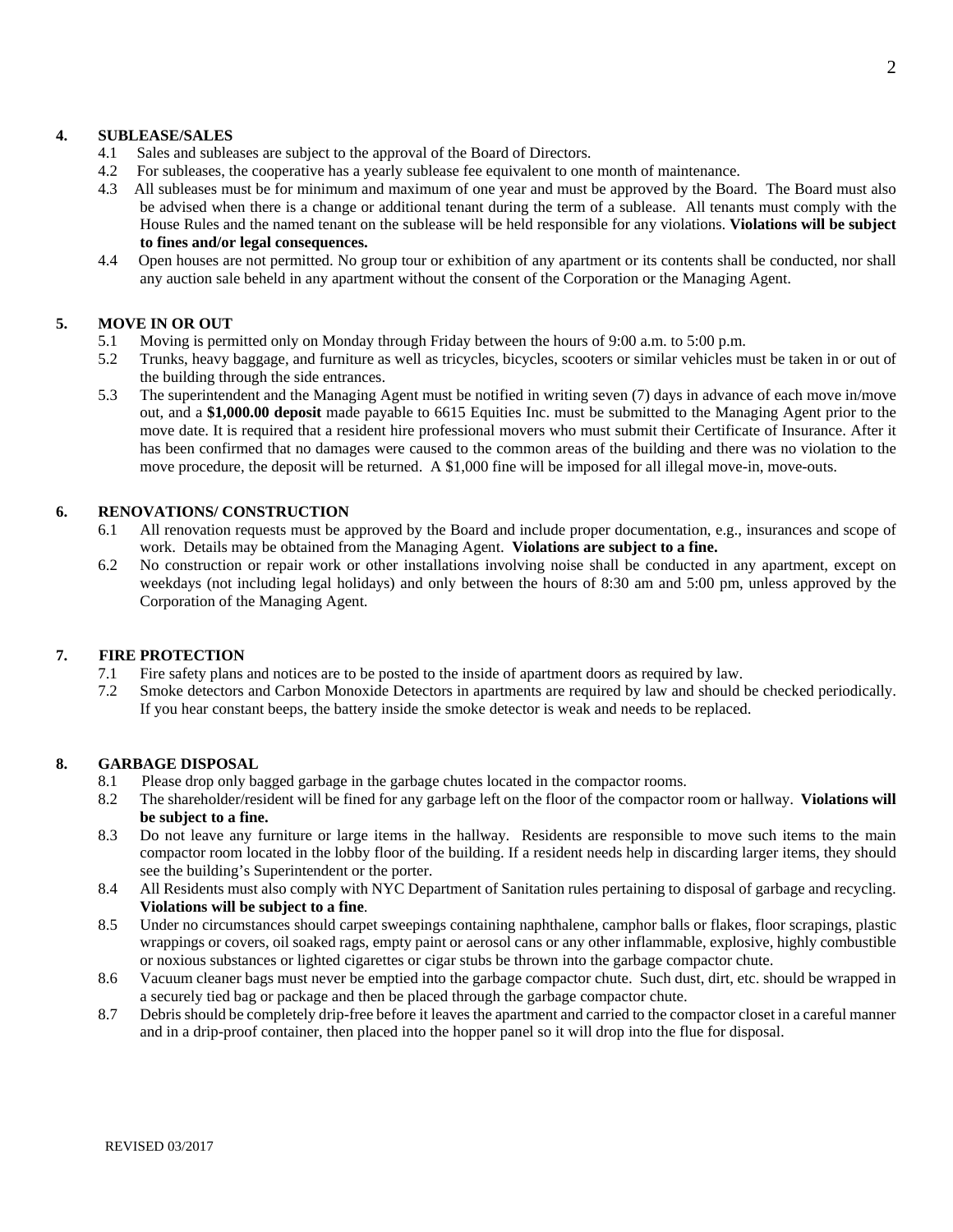## 4. SUBLEASE/SALES

4.1 Sales and subleases are subject to the approval of the Board of Directors.

4.2 For subleases, the cooperative has a yearly sublease fee equivalent to one month of maintenance.

4.3 All subleases must be for minimum and maximum of one year and must be approved by the Board. The Board must also be advised when there is a change or additional tenant during the term of a sublease. All tenants must comply with the House Rules and the named tenant on the sublease will be held responsible for any violations. **Violations will be subject to fines and/or legal consequences.**

4.4 Open houses are not permitted. No group tour or exhibition of any apartment or its contents shall be conducted, nor shall any auction sale beheld in any apartment without the consent of the Corporation or the Managing Agent.

## 5. MOVE IN OR OUT

5.1 Moving is permitted only on Monday through Friday between the hours of 9:00 a.m. to 5:00 p.m.

5.2 Trunks, heavy baggage, and furniture as well as tricycles, bicycles, scooters or similar vehicles must be taken in or out of the building through the side entrances.

5.3 The superintendent and the Managing Agent must be notified in writing seven (7) days in advance of each move in/move out, and a **$1,000.00 deposit** made payable to 6615 Equities Inc. must be submitted to the Managing Agent prior to the move date. It is required that a resident hire professional movers who must submit their Certificate of Insurance. After it has been confirmed that no damages were caused to the common areas of the building and there was no violation to the move procedure, the deposit will be returned. A $1,000 fine will be imposed for all illegal move-in, move-outs.

## 6. RENOVATIONS/ CONSTRUCTION

6.1 All renovation requests must be approved by the Board and include proper documentation, e.g., insurances and scope of work. Details may be obtained from the Managing Agent. **Violations are subject to a fine.**

6.2 No construction or repair work or other installations involving noise shall be conducted in any apartment, except on weekdays (not including legal holidays) and only between the hours of 8:30 am and 5:00 pm, unless approved by the Corporation of the Managing Agent.

## 7. FIRE PROTECTION

7.1 Fire safety plans and notices are to be posted to the inside of apartment doors as required by law.

7.2 Smoke detectors and Carbon Monoxide Detectors in apartments are required by law and should be checked periodically. If you hear constant beeps, the battery inside the smoke detector is weak and needs to be replaced.

## 8. GARBAGE DISPOSAL

8.1 Please drop only bagged garbage in the garbage chutes located in the compactor rooms.

8.2 The shareholder/resident will be fined for any garbage left on the floor of the compactor room or hallway. **Violations will be subject to a fine.**

8.3 Do not leave any furniture or large items in the hallway. Residents are responsible to move such items to the main compactor room located in the lobby floor of the building. If a resident needs help in discarding larger items, they should see the building's Superintendent or the porter.

8.4 All Residents must also comply with NYC Department of Sanitation rules pertaining to disposal of garbage and recycling. **Violations will be subject to a fine**.

8.5 Under no circumstances should carpet sweepings containing naphthalene, camphor balls or flakes, floor scrapings, plastic wrappings or covers, oil soaked rags, empty paint or aerosol cans or any other inflammable, explosive, highly combustible or noxious substances or lighted cigarettes or cigar stubs be thrown into the garbage compactor chute.

8.6 Vacuum cleaner bags must never be emptied into the garbage compactor chute. Such dust, dirt, etc. should be wrapped in a securely tied bag or package and then be placed through the garbage compactor chute.

8.7 Debris should be completely drip-free before it leaves the apartment and carried to the compactor closet in a careful manner and in a drip-proof container, then placed into the hopper panel so it will drop into the flue for disposal.

REVISED 03/2017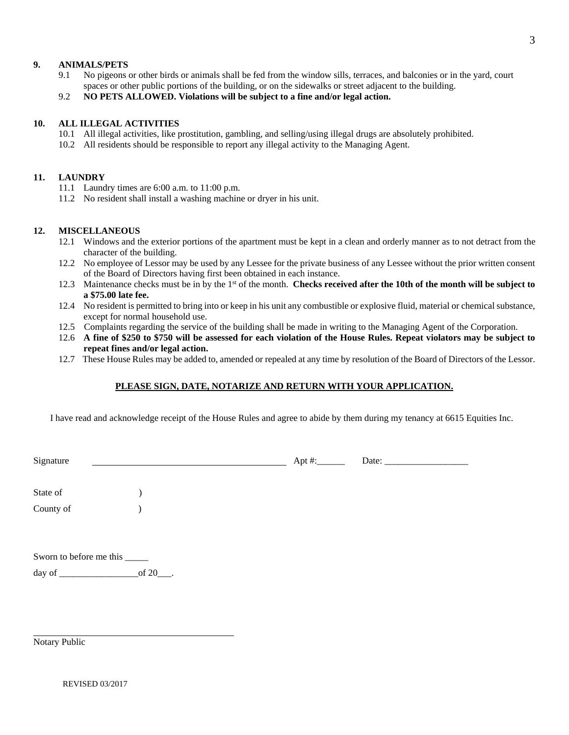**9. ANIMALS/PETS**

9.1 No pigeons or other birds or animals shall be fed from the window sills, terraces, and balconies or in the yard, court spaces or other public portions of the building, or on the sidewalks or street adjacent to the building.

9.2 **NO PETS ALLOWED. Violations will be subject to a fine and/or legal action.**

**10. ALL ILLEGAL ACTIVITIES**

10.1 All illegal activities, like prostitution, gambling, and selling/using illegal drugs are absolutely prohibited.

10.2 All residents should be responsible to report any illegal activity to the Managing Agent.

**11. LAUNDRY**

11.1 Laundry times are 6:00 a.m. to 11:00 p.m.

11.2 No resident shall install a washing machine or dryer in his unit.

**12. MISCELLANEOUS**

12.1 Windows and the exterior portions of the apartment must be kept in a clean and orderly manner as to not detract from the character of the building.

12.2 No employee of Lessor may be used by any Lessee for the private business of any Lessee without the prior written consent of the Board of Directors having first been obtained in each instance.

12.3 Maintenance checks must be in by the 1st of the month. **Checks received after the 10th of the month will be subject to a $75.00 late fee.**

12.4 No resident is permitted to bring into or keep in his unit any combustible or explosive fluid, material or chemical substance, except for normal household use.

12.5 Complaints regarding the service of the building shall be made in writing to the Managing Agent of the Corporation.

12.6 **A fine of $250 to $750 will be assessed for each violation of the House Rules. Repeat violators may be subject to repeat fines and/or legal action.**

12.7 These House Rules may be added to, amended or repealed at any time by resolution of the Board of Directors of the Lessor.

**PLEASE SIGN, DATE, NOTARIZE AND RETURN WITH YOUR APPLICATION.**

I have read and acknowledge receipt of the House Rules and agree to abide by them during my tenancy at 6615 Equities Inc.

Signature ________________________________________ Apt #:______ Date: __________________

State of )

County of )

Sworn to before me this _____

day of _________________of 20___.

______________________________________________

Notary Public

REVISED 03/2017